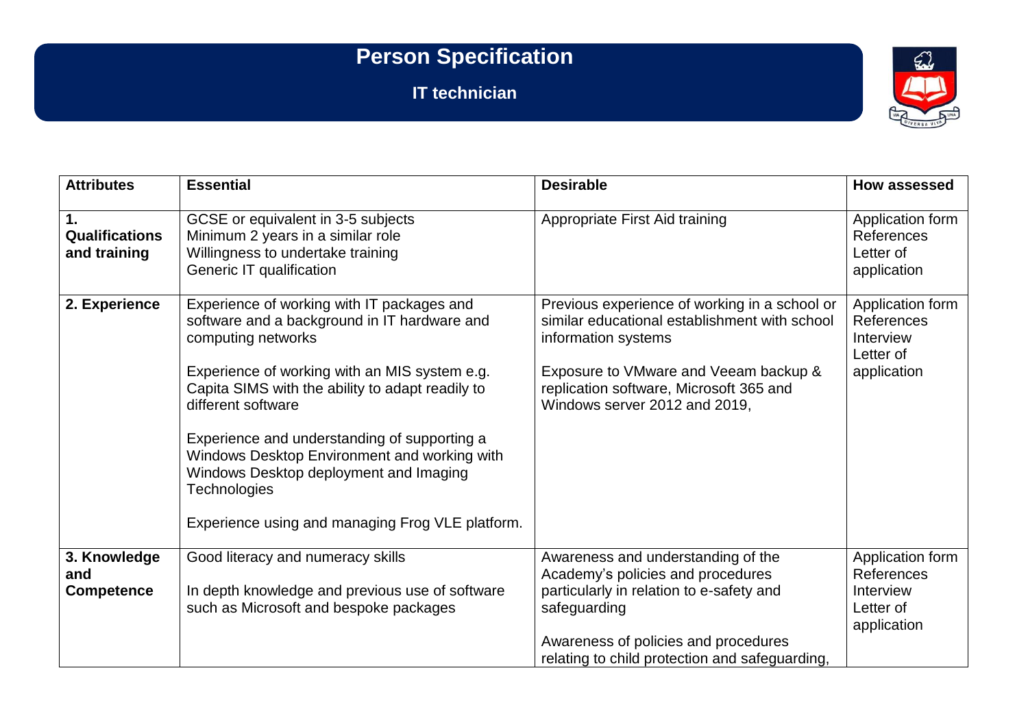# Person Specification

## IT technician

| Attributes | Essential | Desirable | How assessed |
|---|---|---|---|
| **1. Qualifications and training** | GCSE or equivalent in 3-5 subjects<br>Minimum 2 years in a similar role<br>Willingness to undertake training<br>Generic IT qualification | Appropriate First Aid training | Application form<br>References<br>Letter of application |
| **2. Experience** | Experience of working with IT packages and software and a background in IT hardware and computing networks<br><br>Experience of working with an MIS system e.g. Capita SIMS with the ability to adapt readily to different software<br><br>Experience and understanding of supporting a Windows Desktop Environment and working with Windows Desktop deployment and Imaging Technologies<br><br>Experience using and managing Frog VLE platform. | Previous experience of working in a school or similar educational establishment with school information systems<br><br>Exposure to VMware and Veeam backup & replication software, Microsoft 365 and Windows server 2012 and 2019, | Application form<br>References<br>Interview<br>Letter of application |
| **3. Knowledge and Competence** | Good literacy and numeracy skills<br><br>In depth knowledge and previous use of software such as Microsoft and bespoke packages | Awareness and understanding of the Academy's policies and procedures particularly in relation to e-safety and safeguarding<br><br>Awareness of policies and procedures relating to child protection and safeguarding, | Application form<br>References<br>Interview<br>Letter of application |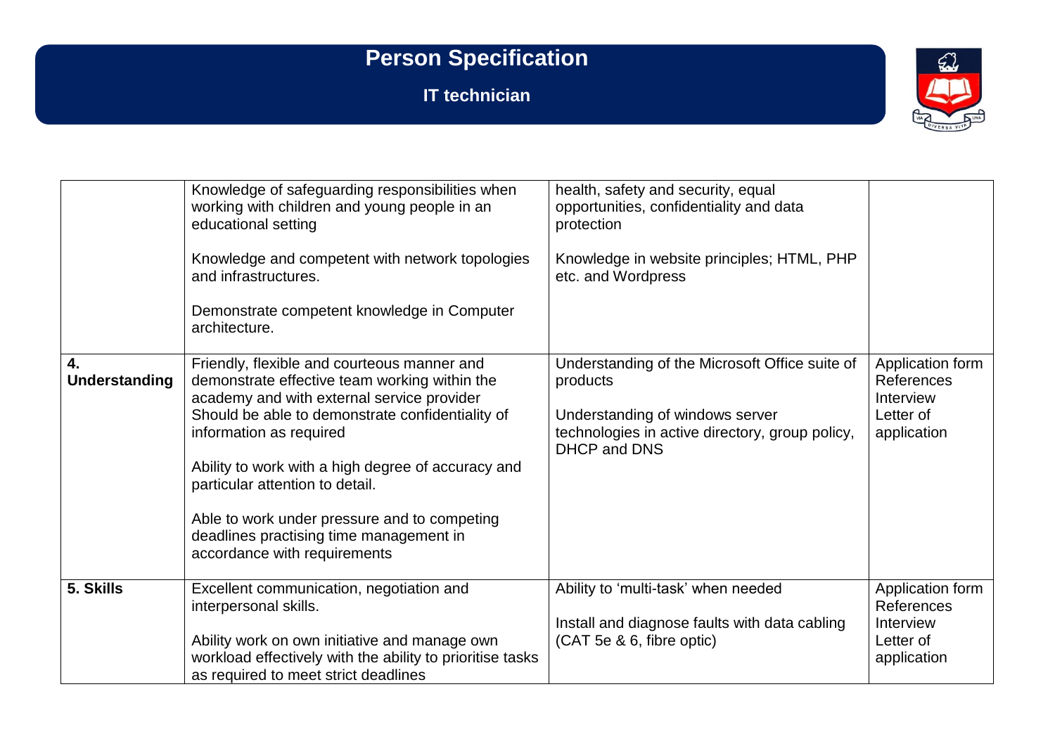# Person Specification

## IT technician

| | | | |
|---|---|---|---|
| | Knowledge of safeguarding responsibilities when working with children and young people in an educational setting<br><br>Knowledge and competent with network topologies and infrastructures.<br><br>Demonstrate competent knowledge in Computer architecture. | health, safety and security, equal opportunities, confidentiality and data protection<br><br>Knowledge in website principles; HTML, PHP etc. and Wordpress | |
| **4. Understanding** | Friendly, flexible and courteous manner and demonstrate effective team working within the academy and with external service provider<br>Should be able to demonstrate confidentiality of information as required<br><br>Ability to work with a high degree of accuracy and particular attention to detail.<br><br>Able to work under pressure and to competing deadlines practising time management in accordance with requirements | Understanding of the Microsoft Office suite of products<br><br>Understanding of windows server technologies in active directory, group policy, DHCP and DNS | Application form<br>References<br>Interview<br>Letter of application |
| **5. Skills** | Excellent communication, negotiation and interpersonal skills.<br><br>Ability work on own initiative and manage own workload effectively with the ability to prioritise tasks as required to meet strict deadlines | Ability to 'multi-task' when needed<br><br>Install and diagnose faults with data cabling (CAT 5e & 6, fibre optic) | Application form<br>References<br>Interview<br>Letter of application |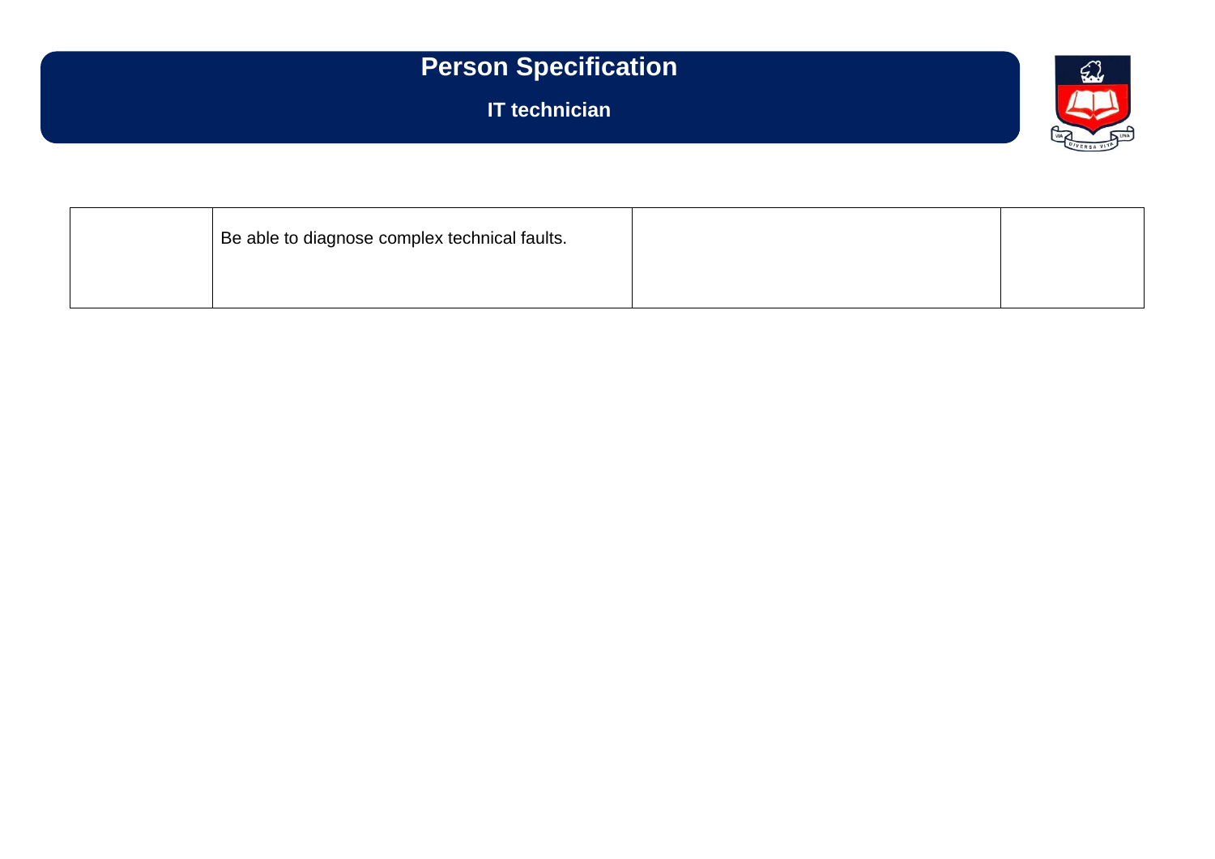| | | | |
|---|---|---|---|
| | Be able to diagnose complex technical faults. | | |